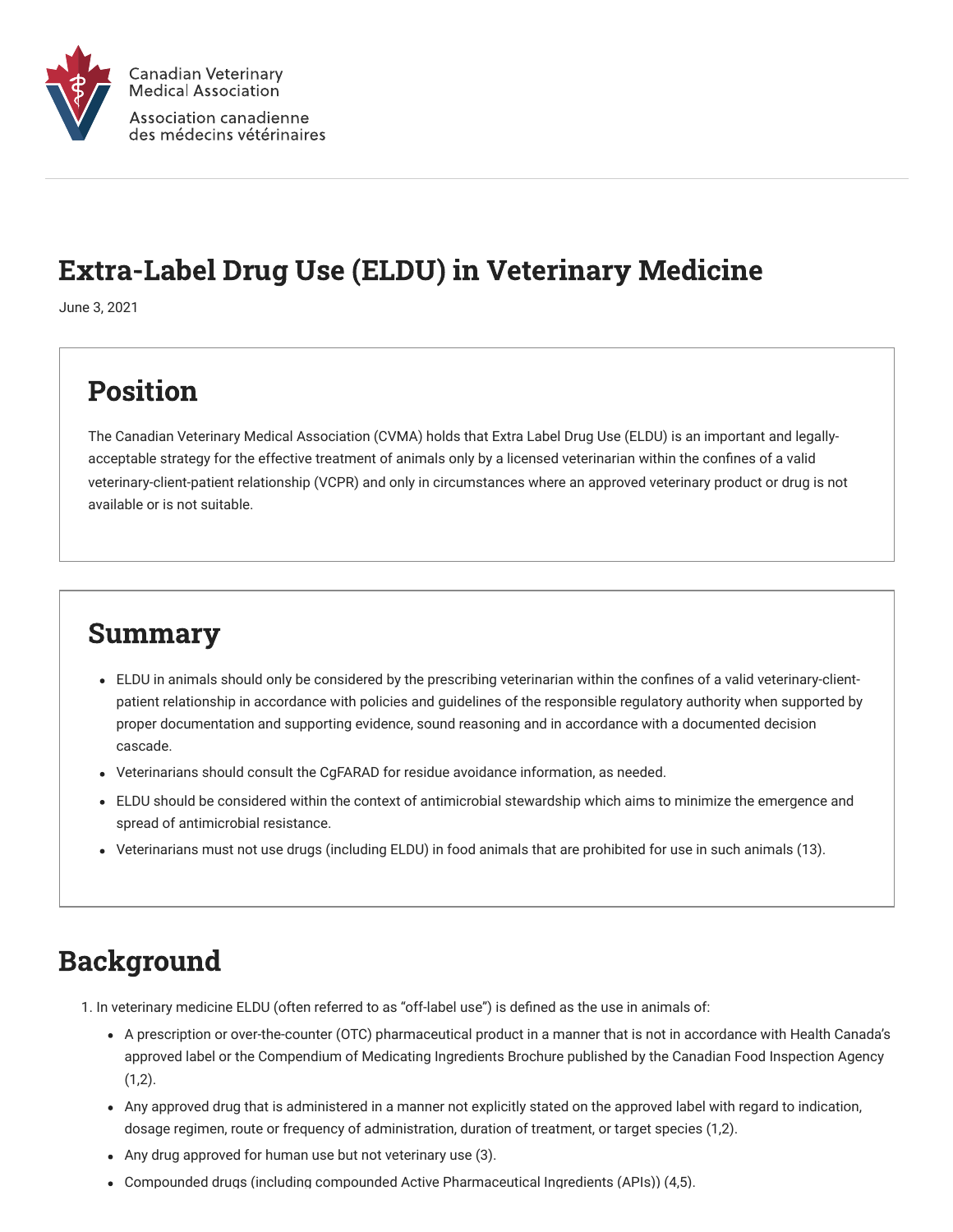Canadian Veterinary Medical Association

Association canadienne des médecins vétérinaires

# Extra-Label Drug Use (ELDU) in Veterinary Medicine

June 3, 2021

## Position

The Canadian Veterinary Medical Association (CVMA) holds that Extra Label Drug Use (ELDU) is an important and legally-acceptable strategy for the effective treatment of animals only by a licensed veterinarian within the confines of a valid veterinary-client-patient relationship (VCPR) and only in circumstances where an approved veterinary product or drug is not available or is not suitable.

## Summary

- ELDU in animals should only be considered by the prescribing veterinarian within the confines of a valid veterinary-client-patient relationship in accordance with policies and guidelines of the responsible regulatory authority when supported by proper documentation and supporting evidence, sound reasoning and in accordance with a documented decision cascade.
- Veterinarians should consult the CgFARAD for residue avoidance information, as needed.
- ELDU should be considered within the context of antimicrobial stewardship which aims to minimize the emergence and spread of antimicrobial resistance.
- Veterinarians must not use drugs (including ELDU) in food animals that are prohibited for use in such animals (13).

## Background

1. In veterinary medicine ELDU (often referred to as "off-label use") is defined as the use in animals of:
   - A prescription or over-the-counter (OTC) pharmaceutical product in a manner that is not in accordance with Health Canada's approved label or the Compendium of Medicating Ingredients Brochure published by the Canadian Food Inspection Agency (1,2).
   - Any approved drug that is administered in a manner not explicitly stated on the approved label with regard to indication, dosage regimen, route or frequency of administration, duration of treatment, or target species (1,2).
   - Any drug approved for human use but not veterinary use (3).
   - Compounded drugs (including compounded Active Pharmaceutical Ingredients (APIs)) (4,5).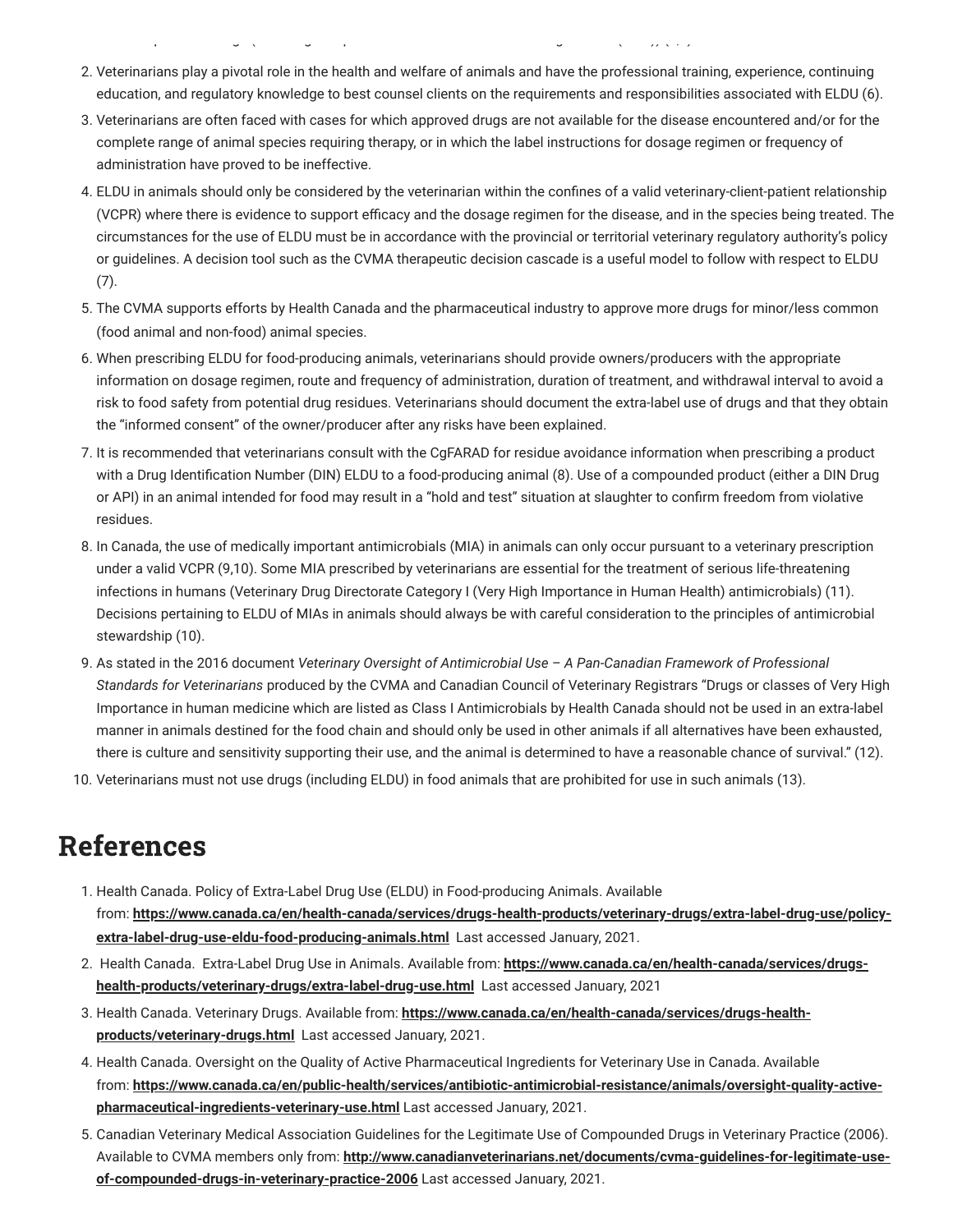2. Veterinarians play a pivotal role in the health and welfare of animals and have the professional training, experience, continuing education, and regulatory knowledge to best counsel clients on the requirements and responsibilities associated with ELDU (6).
3. Veterinarians are often faced with cases for which approved drugs are not available for the disease encountered and/or for the complete range of animal species requiring therapy, or in which the label instructions for dosage regimen or frequency of administration have proved to be ineffective.
4. ELDU in animals should only be considered by the veterinarian within the confines of a valid veterinary-client-patient relationship (VCPR) where there is evidence to support efficacy and the dosage regimen for the disease, and in the species being treated. The circumstances for the use of ELDU must be in accordance with the provincial or territorial veterinary regulatory authority's policy or guidelines. A decision tool such as the CVMA therapeutic decision cascade is a useful model to follow with respect to ELDU (7).
5. The CVMA supports efforts by Health Canada and the pharmaceutical industry to approve more drugs for minor/less common (food animal and non-food) animal species.
6. When prescribing ELDU for food-producing animals, veterinarians should provide owners/producers with the appropriate information on dosage regimen, route and frequency of administration, duration of treatment, and withdrawal interval to avoid a risk to food safety from potential drug residues. Veterinarians should document the extra-label use of drugs and that they obtain the "informed consent" of the owner/producer after any risks have been explained.
7. It is recommended that veterinarians consult with the CgFARAD for residue avoidance information when prescribing a product with a Drug Identification Number (DIN) ELDU to a food-producing animal (8). Use of a compounded product (either a DIN Drug or API) in an animal intended for food may result in a "hold and test" situation at slaughter to confirm freedom from violative residues.
8. In Canada, the use of medically important antimicrobials (MIA) in animals can only occur pursuant to a veterinary prescription under a valid VCPR (9,10). Some MIA prescribed by veterinarians are essential for the treatment of serious life-threatening infections in humans (Veterinary Drug Directorate Category I (Very High Importance in Human Health) antimicrobials) (11). Decisions pertaining to ELDU of MIAs in animals should always be with careful consideration to the principles of antimicrobial stewardship (10).
9. As stated in the 2016 document *Veterinary Oversight of Antimicrobial Use – A Pan-Canadian Framework of Professional Standards for Veterinarians* produced by the CVMA and Canadian Council of Veterinary Registrars "Drugs or classes of Very High Importance in human medicine which are listed as Class I Antimicrobials by Health Canada should not be used in an extra-label manner in animals destined for the food chain and should only be used in other animals if all alternatives have been exhausted, there is culture and sensitivity supporting their use, and the animal is determined to have a reasonable chance of survival." (12).
10. Veterinarians must not use drugs (including ELDU) in food animals that are prohibited for use in such animals (13).

## References

1. Health Canada. Policy of Extra-Label Drug Use (ELDU) in Food-producing Animals. Available from: **https://www.canada.ca/en/health-canada/services/drugs-health-products/veterinary-drugs/extra-label-drug-use/policy-extra-label-drug-use-eldu-food-producing-animals.html** Last accessed January, 2021.
2. Health Canada. Extra-Label Drug Use in Animals. Available from: **https://www.canada.ca/en/health-canada/services/drugs-health-products/veterinary-drugs/extra-label-drug-use.html** Last accessed January, 2021
3. Health Canada. Veterinary Drugs. Available from: **https://www.canada.ca/en/health-canada/services/drugs-health-products/veterinary-drugs.html** Last accessed January, 2021.
4. Health Canada. Oversight on the Quality of Active Pharmaceutical Ingredients for Veterinary Use in Canada. Available from: **https://www.canada.ca/en/public-health/services/antibiotic-antimicrobial-resistance/animals/oversight-quality-active-pharmaceutical-ingredients-veterinary-use.html** Last accessed January, 2021.
5. Canadian Veterinary Medical Association Guidelines for the Legitimate Use of Compounded Drugs in Veterinary Practice (2006). Available to CVMA members only from: **http://www.canadianveterinarians.net/documents/cvma-guidelines-for-legitimate-use-of-compounded-drugs-in-veterinary-practice-2006** Last accessed January, 2021.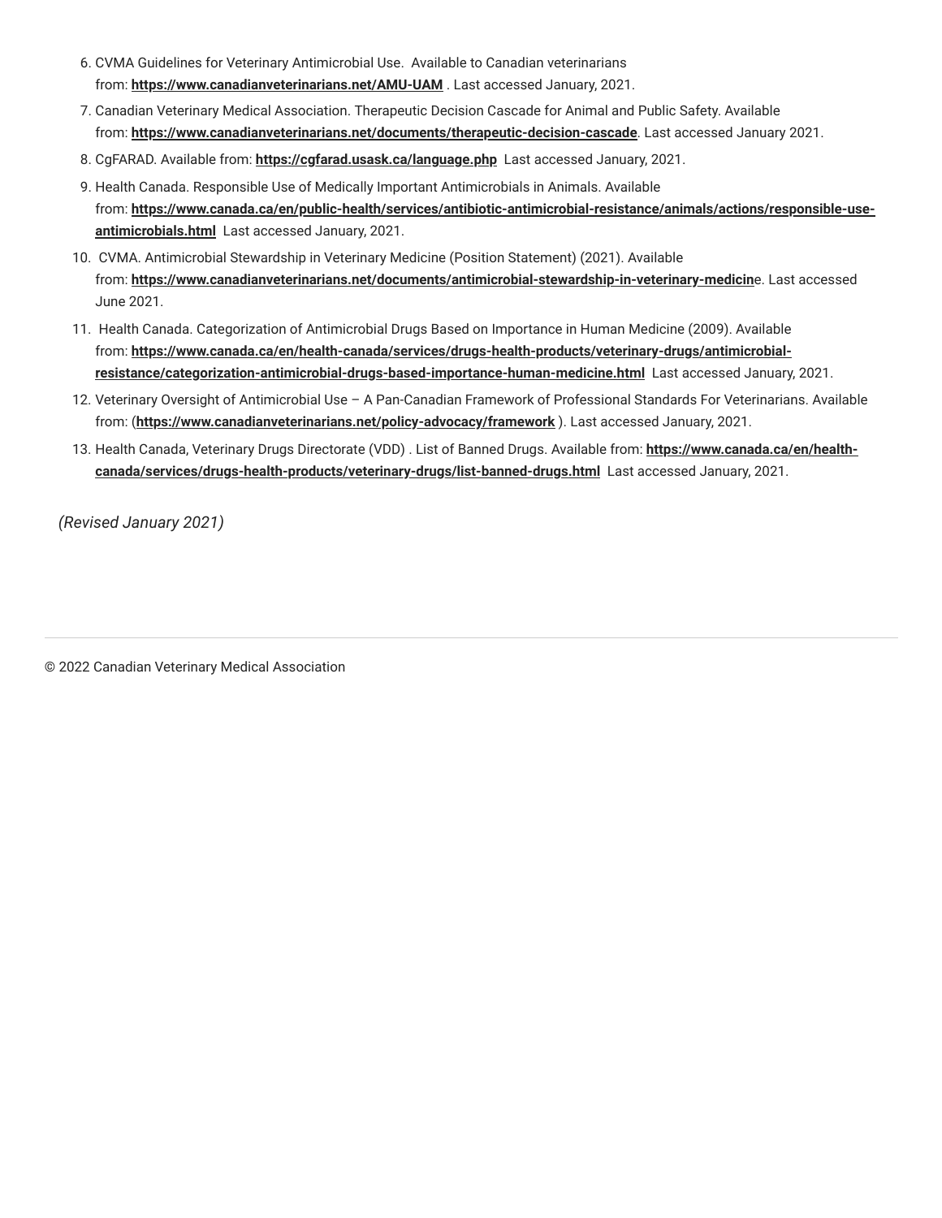6. CVMA Guidelines for Veterinary Antimicrobial Use. Available to Canadian veterinarians from: **https://www.canadianveterinarians.net/AMU-UAM** . Last accessed January, 2021.
7. Canadian Veterinary Medical Association. Therapeutic Decision Cascade for Animal and Public Safety. Available from: **https://www.canadianveterinarians.net/documents/therapeutic-decision-cascade**. Last accessed January 2021.
8. CgFARAD. Available from: **https://cgfarad.usask.ca/language.php** Last accessed January, 2021.
9. Health Canada. Responsible Use of Medically Important Antimicrobials in Animals. Available from: **https://www.canada.ca/en/public-health/services/antibiotic-antimicrobial-resistance/animals/actions/responsible-use-antimicrobials.html** Last accessed January, 2021.
10. CVMA. Antimicrobial Stewardship in Veterinary Medicine (Position Statement) (2021). Available from: **https://www.canadianveterinarians.net/documents/antimicrobial-stewardship-in-veterinary-medicin**e. Last accessed June 2021.
11. Health Canada. Categorization of Antimicrobial Drugs Based on Importance in Human Medicine (2009). Available from: **https://www.canada.ca/en/health-canada/services/drugs-health-products/veterinary-drugs/antimicrobial-resistance/categorization-antimicrobial-drugs-based-importance-human-medicine.html** Last accessed January, 2021.
12. Veterinary Oversight of Antimicrobial Use – A Pan-Canadian Framework of Professional Standards For Veterinarians. Available from: (**https://www.canadianveterinarians.net/policy-advocacy/framework** ). Last accessed January, 2021.
13. Health Canada, Veterinary Drugs Directorate (VDD) . List of Banned Drugs. Available from: **https://www.canada.ca/en/health-canada/services/drugs-health-products/veterinary-drugs/list-banned-drugs.html** Last accessed January, 2021.

*(Revised January 2021)*

© 2022 Canadian Veterinary Medical Association